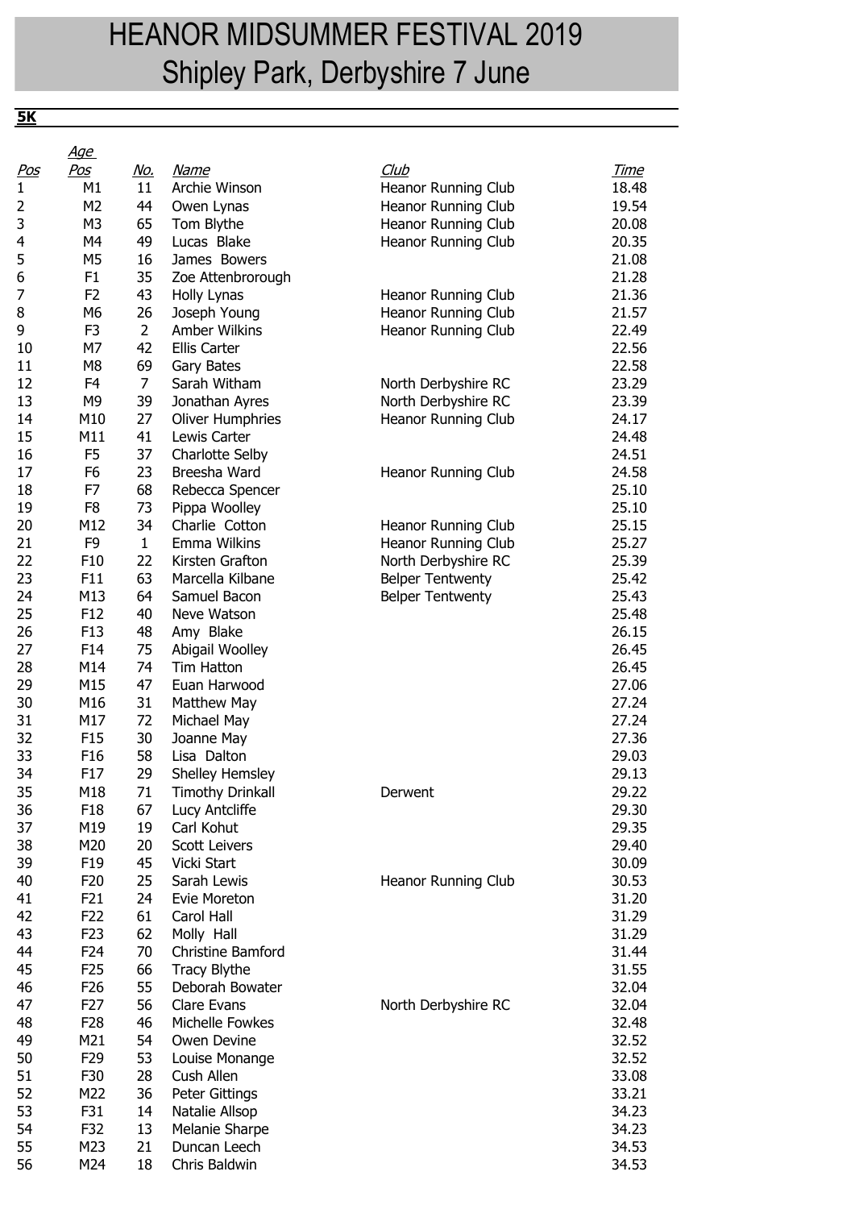# HEANOR MIDSUMMER FESTIVAL 2019
# Shipley Park, Derbyshire 7 June

## 5K

| Pos | Age Pos | No. | Name | Club | Time |
|---|---|---|---|---|---|
| 1 | M1 | 11 | Archie Winson | Heanor Running Club | 18.48 |
| 2 | M2 | 44 | Owen Lynas | Heanor Running Club | 19.54 |
| 3 | M3 | 65 | Tom Blythe | Heanor Running Club | 20.08 |
| 4 | M4 | 49 | Lucas Blake | Heanor Running Club | 20.35 |
| 5 | M5 | 16 | James Bowers | | 21.08 |
| 6 | F1 | 35 | Zoe Attenbrorough | | 21.28 |
| 7 | F2 | 43 | Holly Lynas | Heanor Running Club | 21.36 |
| 8 | M6 | 26 | Joseph Young | Heanor Running Club | 21.57 |
| 9 | F3 | 2 | Amber Wilkins | Heanor Running Club | 22.49 |
| 10 | M7 | 42 | Ellis Carter | | 22.56 |
| 11 | M8 | 69 | Gary Bates | | 22.58 |
| 12 | F4 | 7 | Sarah Witham | North Derbyshire RC | 23.29 |
| 13 | M9 | 39 | Jonathan Ayres | North Derbyshire RC | 23.39 |
| 14 | M10 | 27 | Oliver Humphries | Heanor Running Club | 24.17 |
| 15 | M11 | 41 | Lewis Carter | | 24.48 |
| 16 | F5 | 37 | Charlotte Selby | | 24.51 |
| 17 | F6 | 23 | Breesha Ward | Heanor Running Club | 24.58 |
| 18 | F7 | 68 | Rebecca Spencer | | 25.10 |
| 19 | F8 | 73 | Pippa Woolley | | 25.10 |
| 20 | M12 | 34 | Charlie Cotton | Heanor Running Club | 25.15 |
| 21 | F9 | 1 | Emma Wilkins | Heanor Running Club | 25.27 |
| 22 | F10 | 22 | Kirsten Grafton | North Derbyshire RC | 25.39 |
| 23 | F11 | 63 | Marcella Kilbane | Belper Tentwenty | 25.42 |
| 24 | M13 | 64 | Samuel Bacon | Belper Tentwenty | 25.43 |
| 25 | F12 | 40 | Neve Watson | | 25.48 |
| 26 | F13 | 48 | Amy Blake | | 26.15 |
| 27 | F14 | 75 | Abigail Woolley | | 26.45 |
| 28 | M14 | 74 | Tim Hatton | | 26.45 |
| 29 | M15 | 47 | Euan Harwood | | 27.06 |
| 30 | M16 | 31 | Matthew May | | 27.24 |
| 31 | M17 | 72 | Michael May | | 27.24 |
| 32 | F15 | 30 | Joanne May | | 27.36 |
| 33 | F16 | 58 | Lisa Dalton | | 29.03 |
| 34 | F17 | 29 | Shelley Hemsley | | 29.13 |
| 35 | M18 | 71 | Timothy Drinkall | Derwent | 29.22 |
| 36 | F18 | 67 | Lucy Antcliffe | | 29.30 |
| 37 | M19 | 19 | Carl Kohut | | 29.35 |
| 38 | M20 | 20 | Scott Leivers | | 29.40 |
| 39 | F19 | 45 | Vicki Start | | 30.09 |
| 40 | F20 | 25 | Sarah Lewis | Heanor Running Club | 30.53 |
| 41 | F21 | 24 | Evie Moreton | | 31.20 |
| 42 | F22 | 61 | Carol Hall | | 31.29 |
| 43 | F23 | 62 | Molly Hall | | 31.29 |
| 44 | F24 | 70 | Christine Bamford | | 31.44 |
| 45 | F25 | 66 | Tracy Blythe | | 31.55 |
| 46 | F26 | 55 | Deborah Bowater | | 32.04 |
| 47 | F27 | 56 | Clare Evans | North Derbyshire RC | 32.04 |
| 48 | F28 | 46 | Michelle Fowkes | | 32.48 |
| 49 | M21 | 54 | Owen Devine | | 32.52 |
| 50 | F29 | 53 | Louise Monange | | 32.52 |
| 51 | F30 | 28 | Cush Allen | | 33.08 |
| 52 | M22 | 36 | Peter Gittings | | 33.21 |
| 53 | F31 | 14 | Natalie Allsop | | 34.23 |
| 54 | F32 | 13 | Melanie Sharpe | | 34.23 |
| 55 | M23 | 21 | Duncan Leech | | 34.53 |
| 56 | M24 | 18 | Chris Baldwin | | 34.53 |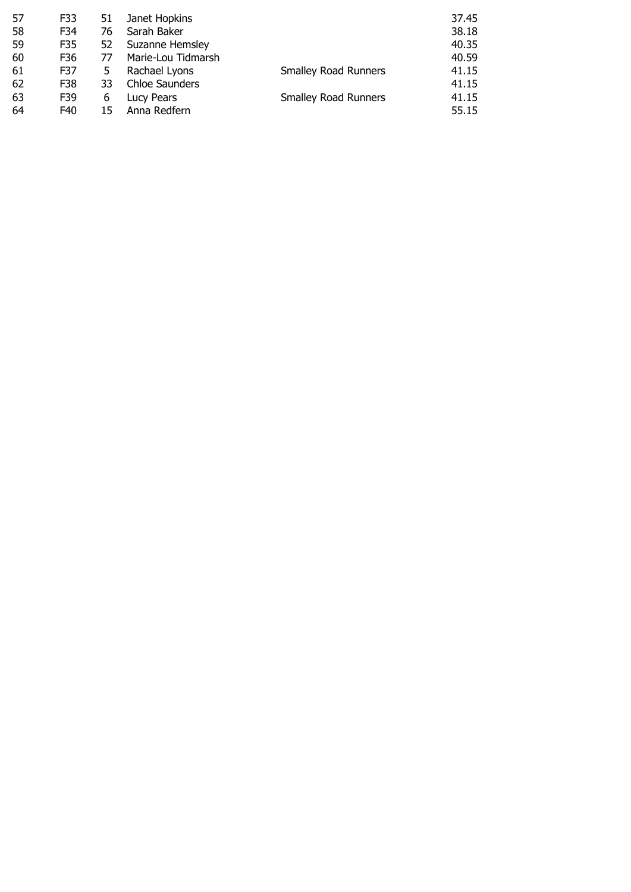| | | | | | |
|---|---|---|---|---|---|
| 57 | F33 | 51 | Janet Hopkins | | 37.45 |
| 58 | F34 | 76 | Sarah Baker | | 38.18 |
| 59 | F35 | 52 | Suzanne Hemsley | | 40.35 |
| 60 | F36 | 77 | Marie-Lou Tidmarsh | | 40.59 |
| 61 | F37 | 5 | Rachael Lyons | Smalley Road Runners | 41.15 |
| 62 | F38 | 33 | Chloe Saunders | | 41.15 |
| 63 | F39 | 6 | Lucy Pears | Smalley Road Runners | 41.15 |
| 64 | F40 | 15 | Anna Redfern | | 55.15 |